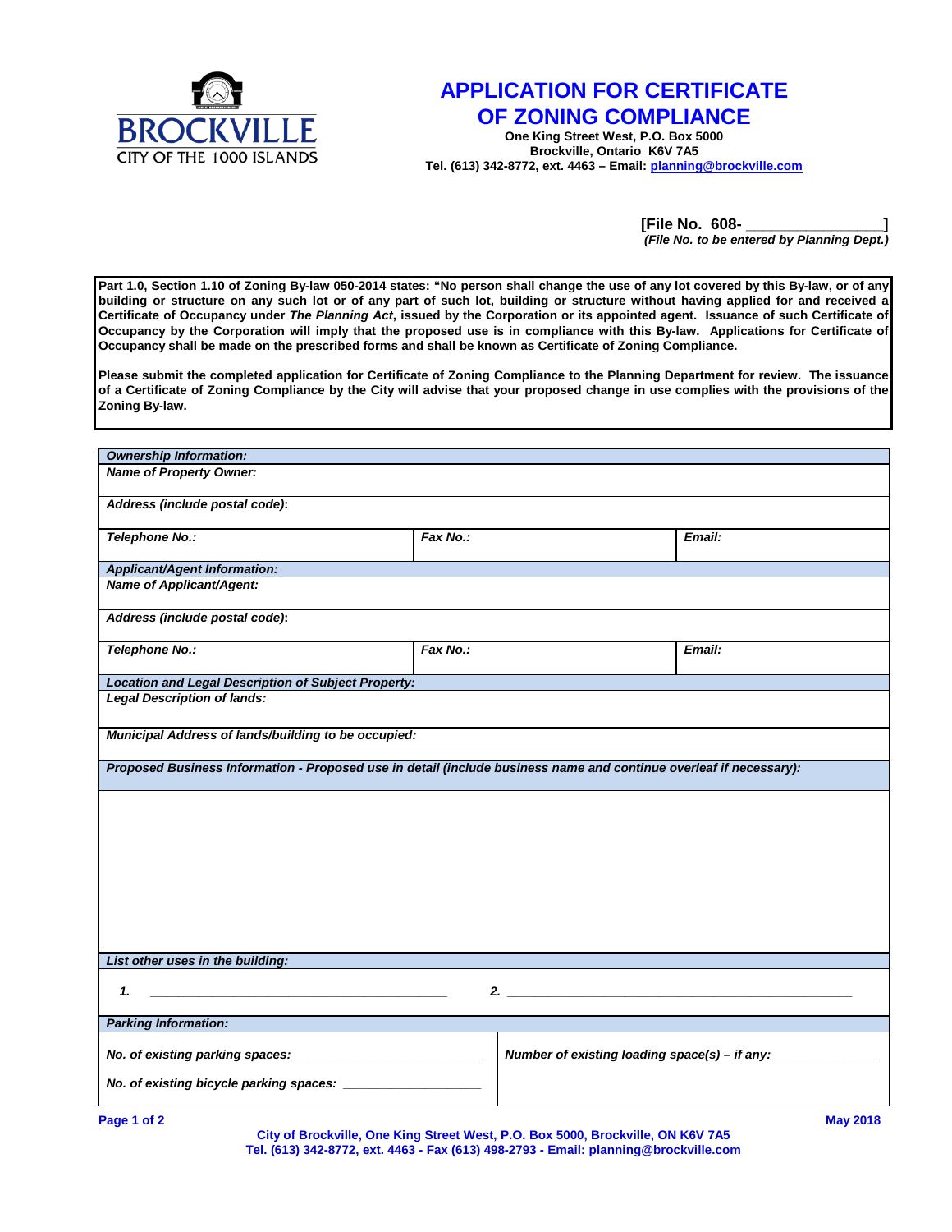BROCKVILLE
CITY OF THE 1000 ISLANDS

# APPLICATION FOR CERTIFICATE OF ZONING COMPLIANCE

**One King Street West, P.O. Box 5000**
**Brockville, Ontario K6V 7A5**
**Tel. (613) 342-8772, ext. 4463 – Email: planning@brockville.com**

**[File No. 608- _______________]**
***(File No. to be entered by Planning Dept.)***

**Part 1.0, Section 1.10 of Zoning By-law 050-2014 states: "No person shall change the use of any lot covered by this By-law, or of any building or structure on any such lot or of any part of such lot, building or structure without having applied for and received a Certificate of Occupancy under *The Planning Act*, issued by the Corporation or its appointed agent. Issuance of such Certificate of Occupancy by the Corporation will imply that the proposed use is in compliance with this By-law. Applications for Certificate of Occupancy shall be made on the prescribed forms and shall be known as Certificate of Zoning Compliance.**

**Please submit the completed application for Certificate of Zoning Compliance to the Planning Department for review. The issuance of a Certificate of Zoning Compliance by the City will advise that your proposed change in use complies with the provisions of the Zoning By-law.**

| ***Ownership Information:*** | | |
|---|---|---|
| ***Name of Property Owner:*** | | |
| ***Address (include postal code):*** | | |
| ***Telephone No.:*** | ***Fax No.:*** | ***Email:*** |
| ***Applicant/Agent Information:*** | | |
| ***Name of Applicant/Agent:*** | | |
| ***Address (include postal code):*** | | |
| ***Telephone No.:*** | ***Fax No.:*** | ***Email:*** |
| ***Location and Legal Description of Subject Property:*** | | |
| ***Legal Description of lands:*** | | |
| ***Municipal Address of lands/building to be occupied:*** | | |
| ***Proposed Business Information - Proposed use in detail (include business name and continue overleaf if necessary):*** | | |
| | | |
| ***List other uses in the building:*** | | |
| ***1.*** ______________________________ | ***2.*** ______________________________ | |
| ***Parking Information:*** | | |
| ***No. of existing parking spaces:*** ____________________ | ***Number of existing loading space(s) – if any:*** ____________ | |
| ***No. of existing bicycle parking spaces:*** ______________ | | |

May 2018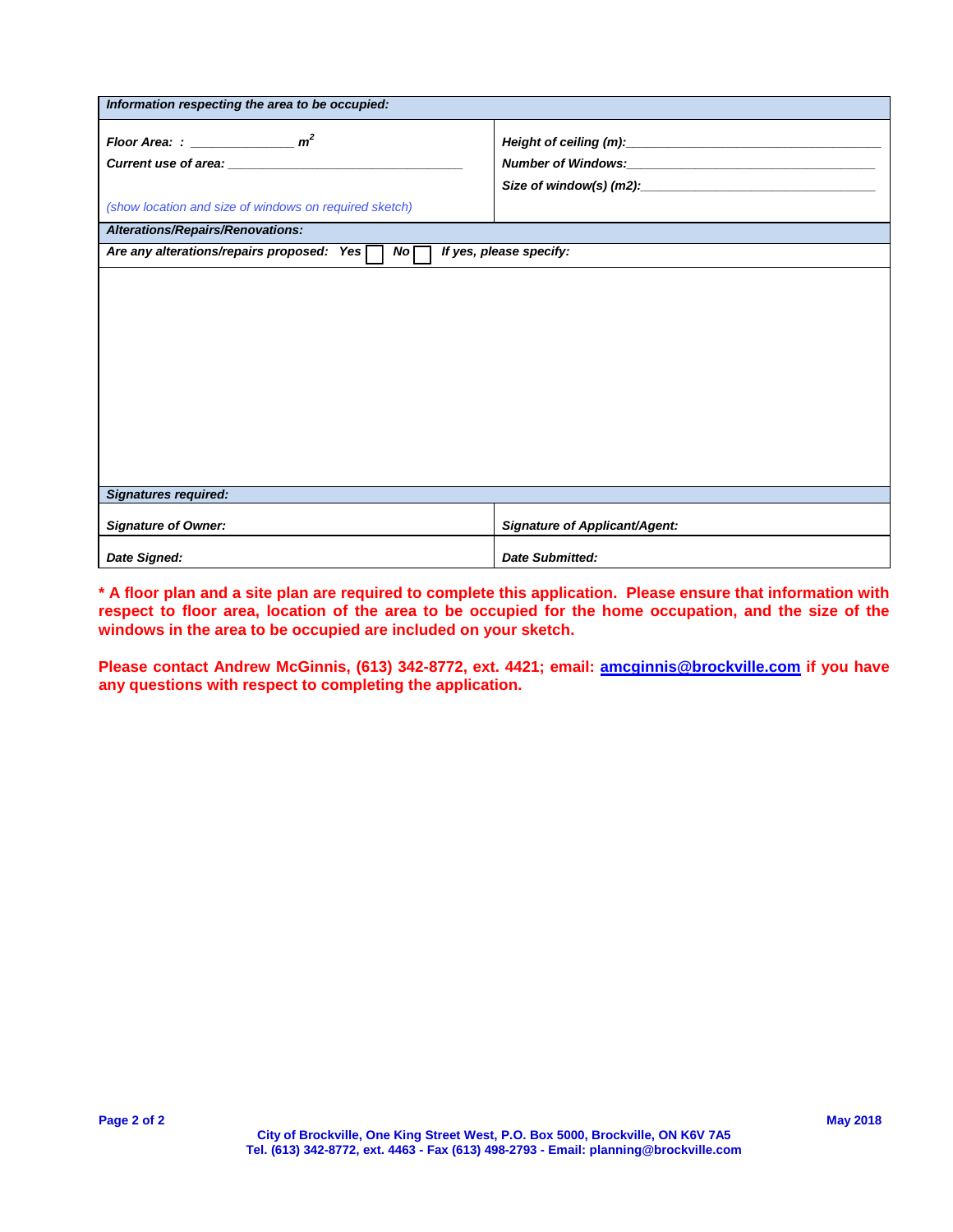| ***Information respecting the area to be occupied:*** | |
|---|---|
| ***Floor Area: :*** _______________ ***$m^2$***<br>***Current use of area:*** _________________________________<br><br>*(show location and size of windows on required sketch)* | ***Height of ceiling (m):***_____________________________________<br>***Number of Windows:***____________________________________<br>***Size of window(s) (m2):***________________________________ |

| ***Alterations/Repairs/Renovations:*** |
|---|
| ***Are any alterations/repairs proposed: Yes*** ☐ ***No*** ☐ ***If yes, please specify:*** |
| |

| ***Signatures required:*** | |
|---|---|
| ***Signature of Owner:*** | ***Signature of Applicant/Agent:*** |
| ***Date Signed:*** | ***Date Submitted:*** |

**\* A floor plan and a site plan are required to complete this application. Please ensure that information with respect to floor area, location of the area to be occupied for the home occupation, and the size of the windows in the area to be occupied are included on your sketch.**

**Please contact Andrew McGinnis, (613) 342-8772, ext. 4421; email: amcginnis@brockville.com if you have any questions with respect to completing the application.**

**May 2018**

**City of Brockville, One King Street West, P.O. Box 5000, Brockville, ON K6V 7A5**
**Tel. (613) 342-8772, ext. 4463 - Fax (613) 498-2793 - Email: planning@brockville.com**